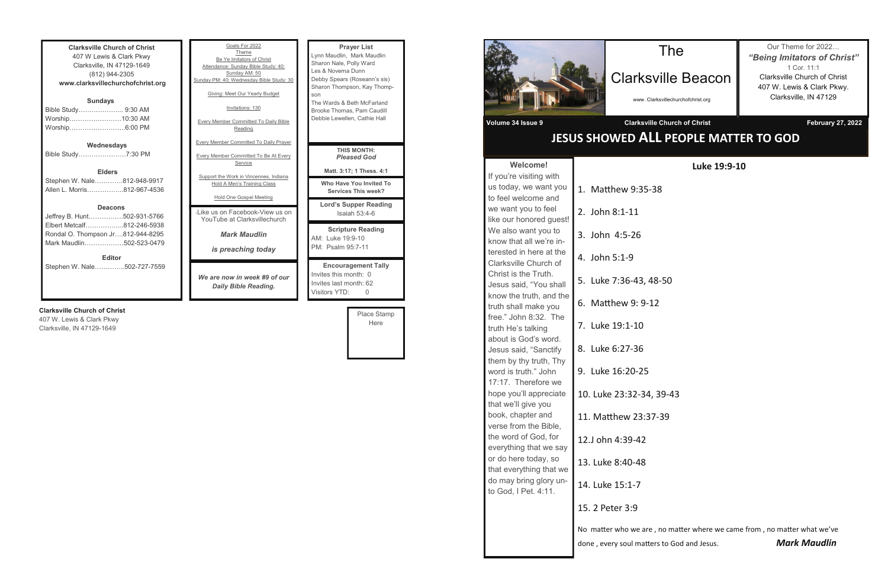**Clarksville Church of Christ**
407 W Lewis & Clark Pkwy
Clarksville, IN 47129-1649
(812) 944-2305
**www.clarksvillechurchofchrist.org**

**Sundays**
Bible Study………………… 9:30 AM
Worship……………………10:30 AM
Worship……………………..6:00 PM

**Wednesdays**
Bible Study…………………7:30 PM

**Elders**
Stephen W. Nale………….812-948-9917
Allen L. Morris……………..812-967-4536

**Deacons**
Jeffrey B. Hunt…………….502-931-5766
Elbert Metcalf……………...812-246-5938
Rondal O. Thompson Jr….812-944-8295
Mark Maudlin………………502-523-0479

**Editor**
Stephen W. Nale………….502-727-7559

Goals For 2022
Theme
Be Ye Imitators of Christ
Attendance: Sunday Bible Study: 40; Sunday AM: 50
Sunday PM: 40; Wednesday Bible Study: 30

Giving: Meet Our Yearly Budget

Invitations: 130

Every Member Committed To Daily Bible Reading

Every Member Committed To Daily Prayer

Every Member Committed To Be At Every Service

Support the Work in Vincennes, Indiana
Hold A Men's Training Class

Hold One Gospel Meeting

-Like us on Facebook-View us on YouTube at Clarksvillechurch

***Mark Maudlin***

***is preaching today***

***We are now in week #9 of our Daily Bible Reading.***

**Prayer List**
Lynn Maudlin, Mark Maudlin
Sharon Nale, Polly Ward
Les & Novema Dunn
Debby Spears (Roseann's sis)
Sharon Thompson, Kay Thompson
The Wards & Beth McFarland
Brooke Thomas, Pam Caudill
Debbie Lewellen, Cathie Hall

**THIS MONTH:**
***Pleased God***

**Matt. 3:17; 1 Thess. 4:1**

**Who Have You Invited To Services This week?**

**Lord's Supper Reading**
Isaiah 53:4-6

**Scripture Reading**
AM: Luke 19:9-10
PM: Psalm 95:7-11

**Encouragement Tally**
Invites this month: 0
Invites last month: 62
Visitors YTD: 0

**Clarksville Church of Christ**
407 W. Lewis & Clark Pkwy
Clarksville, IN 47129-1649

Place Stamp Here

# The Clarksville Beacon

www. Clarksvillechurchofchrist.org

Our Theme for 2022…
***"Being Imitators of Christ"***
1 Cor. 11:1
Clarksville Church of Christ
407 W. Lewis & Clark Pkwy.
Clarksville, IN 47129

**Volume 34 Issue 9** | **Clarksville Church of Christ** | **February 27, 2022**

## JESUS SHOWED ALL PEOPLE MATTER TO GOD

**Welcome!**
If you're visiting with us today, we want you to feel welcome and we want you to feel like our honored guest! We also want you to know that all we're interested in here at the Clarksville Church of Christ is the Truth. Jesus said, "You shall know the truth, and the truth shall make you free." John 8:32. The truth He's talking about is God's word. Jesus said, "Sanctify them by thy truth, Thy word is truth." John 17:17. Therefore we hope you'll appreciate that we'll give you book, chapter and verse from the Bible, the word of God, for everything that we say or do here today, so that everything that we do may bring glory unto God, I Pet. 4:11.

**Luke 19:9-10**

1. Matthew 9:35-38
2. John 8:1-11
3. John 4:5-26
4. John 5:1-9
5. Luke 7:36-43, 48-50
6. Matthew 9: 9-12
7. Luke 19:1-10
8. Luke 6:27-36
9. Luke 16:20-25
10. Luke 23:32-34, 39-43
11. Matthew 23:37-39
12. J ohn 4:39-42
13. Luke 8:40-48
14. Luke 15:1-7
15. 2 Peter 3:9

No matter who we are , no matter where we came from , no matter what we've done , every soul matters to God and Jesus.

***Mark Maudlin***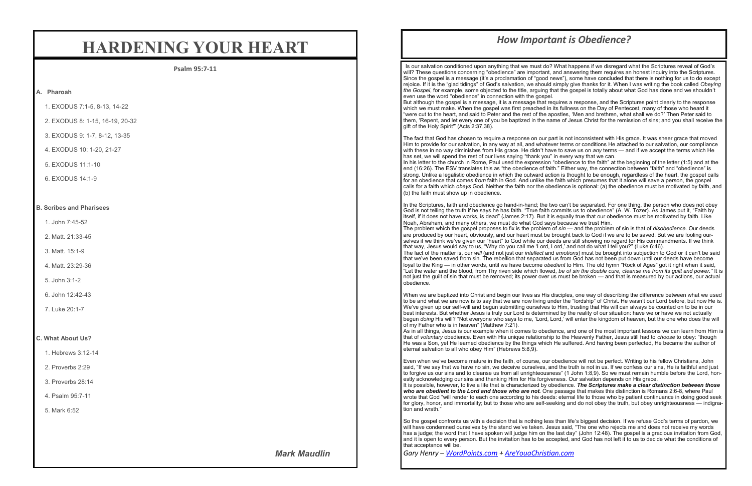# HARDENING YOUR HEART

**Psalm 95:7-11**

**A. Pharoah**

1. EXODUS 7:1-5, 8-13, 14-22
2. EXODUS 8: 1-15, 16-19, 20-32
3. EXODUS 9: 1-7, 8-12, 13-35
4. EXODUS 10: 1-20, 21-27
5. EXODUS 11:1-10
6. EXODUS 14:1-9

**B. Scribes and Pharisees**

1. John 7:45-52
2. Matt. 21:33-45
3. Matt. 15:1-9
4. Matt. 23:29-36
5. John 3:1-2
6. John 12:42-43
7. Luke 20:1-7

**C. What About Us?**

1. Hebrews 3:12-14
2. Proverbs 2:29
3. Proverbs 28:14
4. Psalm 95:7-11
5. Mark 6:52

***Mark Maudlin***

## *How Important is Obedience?*

Is our salvation conditioned upon anything that we must do? What happens if we disregard what the Scriptures reveal of God's will? These questions concerning "obedience" are important, and answering them requires an honest inquiry into the Scriptures. Since the gospel is a message (it's a proclamation of "good news"), some have concluded that there is nothing for us to do except rejoice. If it is the "glad tidings" of God's salvation, we should simply give thanks for it. When I was writing the book called *Obeying the Gospel*, for example, some objected to the title, arguing that the gospel is totally about what God has done and we shouldn't even use the word "obedience" in connection with the gospel.

But although the gospel is a message, it is a message that requires a response, and the Scriptures point clearly to the response which we must make. When the gospel was first preached in its fullness on the Day of Pentecost, many of those who heard it "were cut to the heart, and said to Peter and the rest of the apostles, 'Men and brethren, what shall we do?' Then Peter said to them, 'Repent, and let every one of you be baptized in the name of Jesus Christ for the remission of sins; and you shall receive the gift of the Holy Spirit'" (Acts 2:37,38).

The fact that God has chosen to require a response on our part is not inconsistent with His grace. It was sheer grace that moved Him to provide for our salvation, in any way at all, and whatever terms or conditions He attached to our salvation, our compliance with these in no way diminishes from His grace. He didn't have to save us on *any* terms — and if we accept the terms which He has set, we will spend the rest of our lives saying "thank you" in every way that we can.

In his letter to the church in Rome, Paul used the expression "obedience to the faith" at the beginning of the letter (1:5) and at the end (16:26). The ESV translates this as "the obedience of faith." Either way, the connection between "faith" and "obedience" is strong. Unlike a legalistic obedience in which the outward action is thought to be enough, regardless of the heart, the gospel calls for an obedience that comes *from* faith in God. And unlike the faith which presumes that it alone will save a person, the gospel calls for a faith which *obeys* God. Neither the faith nor the obedience is optional: (a) the obedience must be motivated by faith, and (b) the faith must show up in obedience.

In the Scriptures, faith and obedience go hand-in-hand; the two can't be separated. For one thing, the person who does not obey God is not telling the truth if he says he has faith. "True faith commits us to obedience" (A. W. Tozer). As James put it, "Faith by itself, if it does not have works, is dead" (James 2:17). But it is equally true that our obedience must be motivated by faith. Like Noah, Abraham, and many others, we must do what God says because we trust Him.

The problem which the gospel proposes to fix is the problem of *sin* — and the problem of sin is that of *disobedience*. Our deeds are produced by our heart, obviously, and our heart must be brought back to God if we are to be saved. But we are fooling ourselves if we think we've given our "heart" to God while our deeds are still showing no regard for His commandments. If we think that way, Jesus would say to us, "Why do you call me 'Lord, Lord,' and not do what I tell you?" (Luke 6:46).

The fact of the matter is, our *will* (and not just our *intellect* and *emotions*) must be brought into subjection to God or it can't be said that we've been saved from sin. The rebellion that separated us from God has not been put down until our deeds have become loyal to the King — in other words, until we have become *obedient* to Him. The old hymn "Rock of Ages" got it right when it said, "Let the water and the blood, from Thy riven side which flowed, *be of sin the double cure, cleanse me from its guilt and power."* It is not just the guilt of sin that must be removed; its power over us must be broken — and that is measured by our actions, our actual obedience.

When we are baptized into Christ and begin our lives as His disciples, one way of describing the difference between what we used to be and what we are now is to say that we are now living under the "lordship" of Christ. He wasn't our Lord before, but now He is. We've given up our self-will and begun submitting ourselves to Him, trusting that His will can always be counted on to be in our best interests. But whether Jesus is truly our Lord is determined by the reality of our situation: have we or have we not actually begun *doing* His will? "Not everyone who says to me, 'Lord, Lord,' will enter the kingdom of heaven, but the one who does the will of my Father who is in heaven" (Matthew 7:21).

As in all things, Jesus is our example when it comes to obedience, and one of the most important lessons we can learn from Him is that of *voluntary* obedience. Even with His unique relationship to the Heavenly Father, Jesus still had to *choose* to obey: "though He was a Son, yet He learned obedience by the things which He suffered. And having been perfected, He became the author of eternal salvation to all who obey Him" (Hebrews 5:8,9).

Even when we've become mature in the faith, of course, our obedience will not be perfect. Writing to his fellow Christians, John said, "If we say that we have no sin, we deceive ourselves, and the truth is not in us. If we confess our sins, He is faithful and just to forgive us our sins and to cleanse us from all unrighteousness" (1 John 1:8,9). So we must remain humble before the Lord, honestly acknowledging our sins and thanking Him for His forgiveness. Our salvation depends on His grace.

It is possible, however, to live a life that is characterized by obedience. ***The Scriptures make a clear distinction between those who are obedient to the Lord and those who are not.*** One passage that makes this distinction is Romans 2:6-8, where Paul wrote that God "will render to each one according to his deeds: eternal life to those who by patient continuance in doing good seek for glory, honor, and immortality; but to those who are self-seeking and do not obey the truth, but obey unrighteousness — indignation and wrath."

So the gospel confronts us with a decision that is nothing less than life's biggest decision. If we refuse God's terms of pardon, we will have condemned ourselves by the stand we've taken. Jesus said, "The one who rejects me and does not receive my words has a judge; the word that I have spoken will judge him on the last day" (John 12:48). The gospel is a gracious invitation from God, and it is open to every person. But the invitation has to be accepted, and God has not left it to us to decide what the conditions of that acceptance will be.

*Gary Henry – WordPoints.com + AreYouaChristian.com*